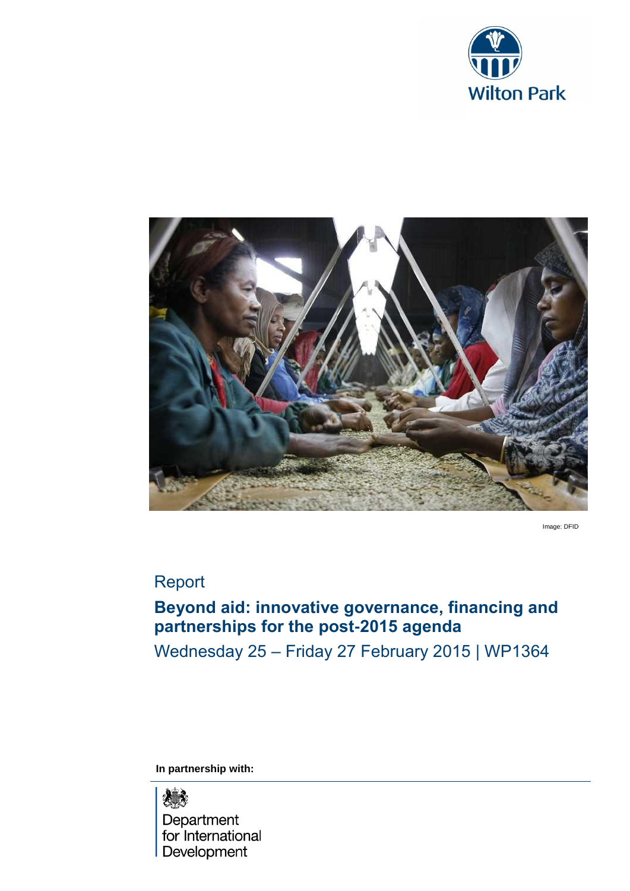Wilton Park

Image: DFID

Report

# Beyond aid: innovative governance, financing and partnerships for the post-2015 agenda

Wednesday 25 – Friday 27 February 2015 | WP1364

**In partnership with:**

Department for International Development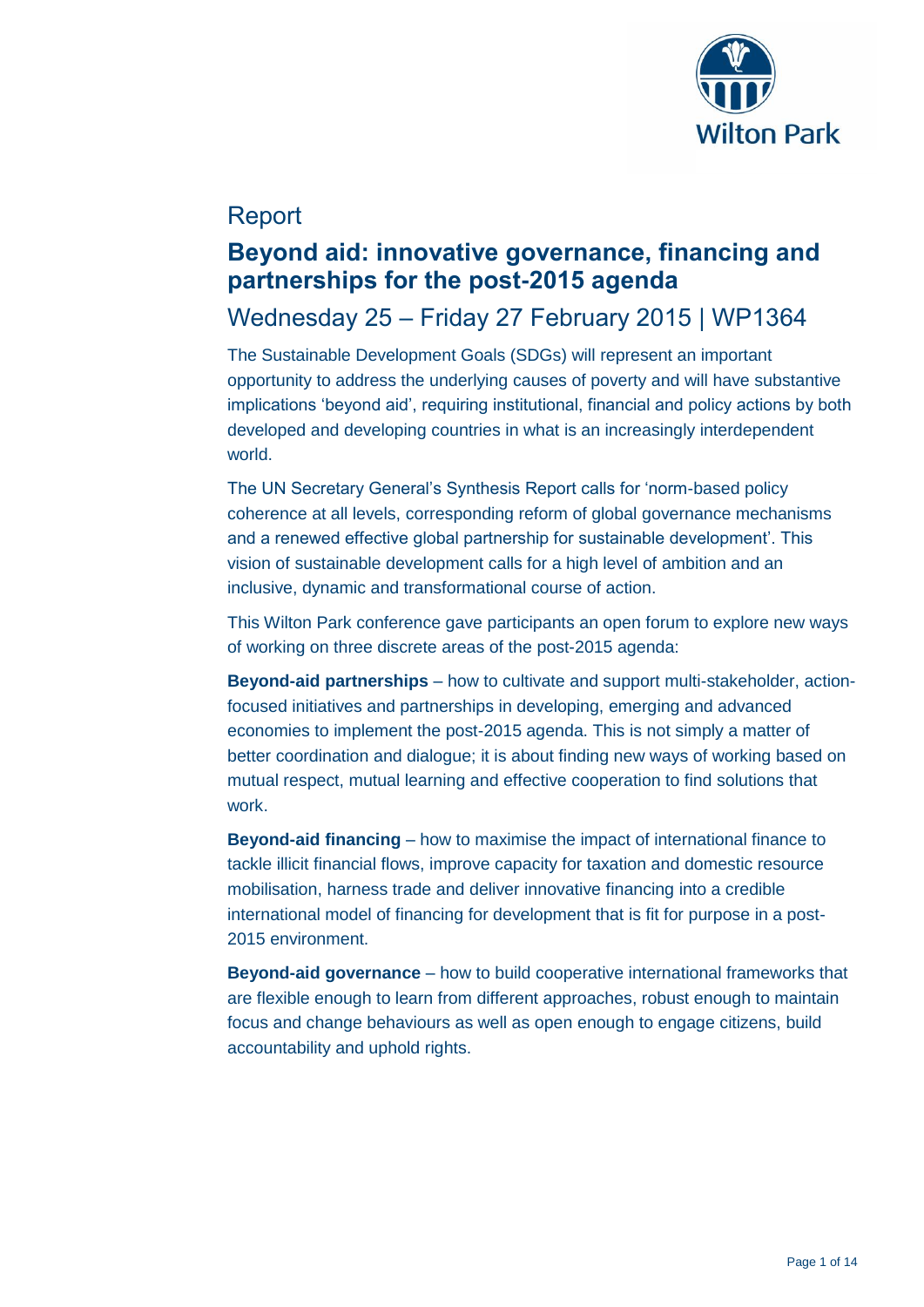# Report

## Beyond aid: innovative governance, financing and partnerships for the post-2015 agenda

### Wednesday 25 – Friday 27 February 2015 | WP1364

The Sustainable Development Goals (SDGs) will represent an important opportunity to address the underlying causes of poverty and will have substantive implications 'beyond aid', requiring institutional, financial and policy actions by both developed and developing countries in what is an increasingly interdependent world.

The UN Secretary General's Synthesis Report calls for 'norm-based policy coherence at all levels, corresponding reform of global governance mechanisms and a renewed effective global partnership for sustainable development'. This vision of sustainable development calls for a high level of ambition and an inclusive, dynamic and transformational course of action.

This Wilton Park conference gave participants an open forum to explore new ways of working on three discrete areas of the post-2015 agenda:

**Beyond-aid partnerships** – how to cultivate and support multi-stakeholder, action-focused initiatives and partnerships in developing, emerging and advanced economies to implement the post-2015 agenda. This is not simply a matter of better coordination and dialogue; it is about finding new ways of working based on mutual respect, mutual learning and effective cooperation to find solutions that work.

**Beyond-aid financing** – how to maximise the impact of international finance to tackle illicit financial flows, improve capacity for taxation and domestic resource mobilisation, harness trade and deliver innovative financing into a credible international model of financing for development that is fit for purpose in a post-2015 environment.

**Beyond-aid governance** – how to build cooperative international frameworks that are flexible enough to learn from different approaches, robust enough to maintain focus and change behaviours as well as open enough to engage citizens, build accountability and uphold rights.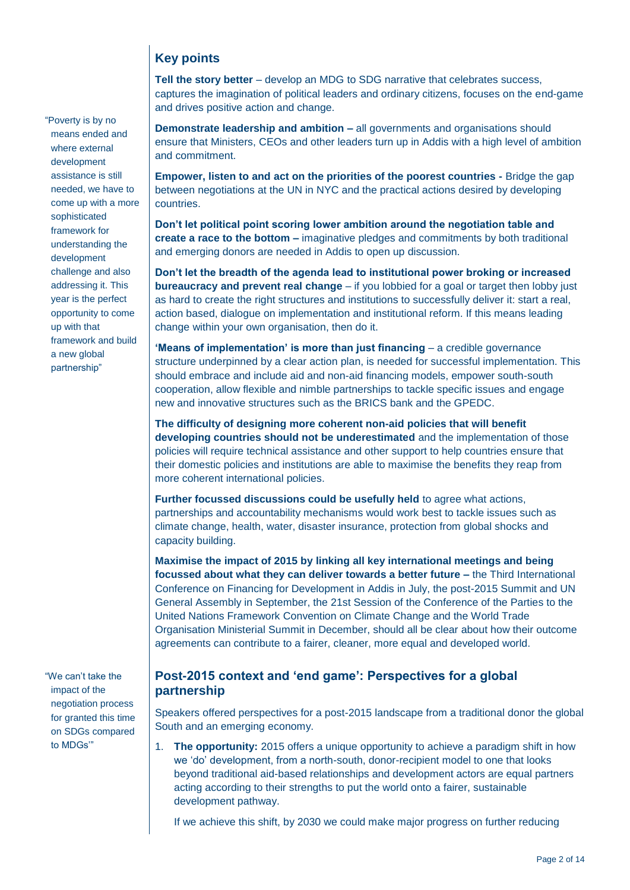## Key points

**Tell the story better** – develop an MDG to SDG narrative that celebrates success, captures the imagination of political leaders and ordinary citizens, focuses on the end-game and drives positive action and change.

**Demonstrate leadership and ambition –** all governments and organisations should ensure that Ministers, CEOs and other leaders turn up in Addis with a high level of ambition and commitment.

**Empower, listen to and act on the priorities of the poorest countries -** Bridge the gap between negotiations at the UN in NYC and the practical actions desired by developing countries.

**Don't let political point scoring lower ambition around the negotiation table and create a race to the bottom –** imaginative pledges and commitments by both traditional and emerging donors are needed in Addis to open up discussion.

**Don't let the breadth of the agenda lead to institutional power broking or increased bureaucracy and prevent real change** – if you lobbied for a goal or target then lobby just as hard to create the right structures and institutions to successfully deliver it: start a real, action based, dialogue on implementation and institutional reform. If this means leading change within your own organisation, then do it.

> "Poverty is by no means ended and where external development assistance is still needed, we have to come up with a more sophisticated framework for understanding the development challenge and also addressing it. This year is the perfect opportunity to come up with that framework and build a new global partnership"

**'Means of implementation' is more than just financing** – a credible governance structure underpinned by a clear action plan, is needed for successful implementation. This should embrace and include aid and non-aid financing models, empower south-south cooperation, allow flexible and nimble partnerships to tackle specific issues and engage new and innovative structures such as the BRICS bank and the GPEDC.

**The difficulty of designing more coherent non-aid policies that will benefit developing countries should not be underestimated** and the implementation of those policies will require technical assistance and other support to help countries ensure that their domestic policies and institutions are able to maximise the benefits they reap from more coherent international policies.

**Further focussed discussions could be usefully held** to agree what actions, partnerships and accountability mechanisms would work best to tackle issues such as climate change, health, water, disaster insurance, protection from global shocks and capacity building.

**Maximise the impact of 2015 by linking all key international meetings and being focussed about what they can deliver towards a better future –** the Third International Conference on Financing for Development in Addis in July, the post-2015 Summit and UN General Assembly in September, the 21st Session of the Conference of the Parties to the United Nations Framework Convention on Climate Change and the World Trade Organisation Ministerial Summit in December, should all be clear about how their outcome agreements can contribute to a fairer, cleaner, more equal and developed world.

## Post-2015 context and 'end game': Perspectives for a global partnership

> "We can't take the impact of the negotiation process for granted this time on SDGs compared to MDGs'"

Speakers offered perspectives for a post-2015 landscape from a traditional donor the global South and an emerging economy.

1. **The opportunity:** 2015 offers a unique opportunity to achieve a paradigm shift in how we 'do' development, from a north-south, donor-recipient model to one that looks beyond traditional aid-based relationships and development actors are equal partners acting according to their strengths to put the world onto a fairer, sustainable development pathway.

   If we achieve this shift, by 2030 we could make major progress on further reducing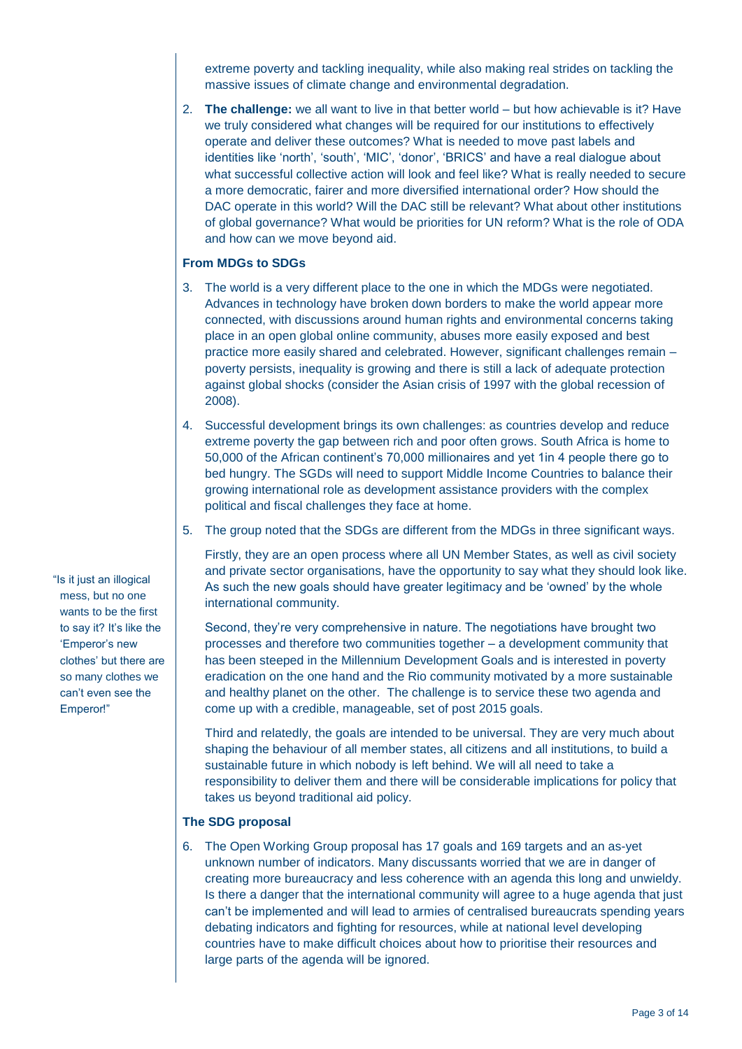extreme poverty and tackling inequality, while also making real strides on tackling the massive issues of climate change and environmental degradation.

2. **The challenge:** we all want to live in that better world – but how achievable is it? Have we truly considered what changes will be required for our institutions to effectively operate and deliver these outcomes? What is needed to move past labels and identities like 'north', 'south', 'MIC', 'donor', 'BRICS' and have a real dialogue about what successful collective action will look and feel like? What is really needed to secure a more democratic, fairer and more diversified international order? How should the DAC operate in this world? Will the DAC still be relevant? What about other institutions of global governance? What would be priorities for UN reform? What is the role of ODA and how can we move beyond aid.

### From MDGs to SDGs

3. The world is a very different place to the one in which the MDGs were negotiated. Advances in technology have broken down borders to make the world appear more connected, with discussions around human rights and environmental concerns taking place in an open global online community, abuses more easily exposed and best practice more easily shared and celebrated. However, significant challenges remain – poverty persists, inequality is growing and there is still a lack of adequate protection against global shocks (consider the Asian crisis of 1997 with the global recession of 2008).

4. Successful development brings its own challenges: as countries develop and reduce extreme poverty the gap between rich and poor often grows. South Africa is home to 50,000 of the African continent's 70,000 millionaires and yet 1in 4 people there go to bed hungry. The SGDs will need to support Middle Income Countries to balance their growing international role as development assistance providers with the complex political and fiscal challenges they face at home.

5. The group noted that the SDGs are different from the MDGs in three significant ways.

   Firstly, they are an open process where all UN Member States, as well as civil society and private sector organisations, have the opportunity to say what they should look like. As such the new goals should have greater legitimacy and be 'owned' by the whole international community.

   Second, they're very comprehensive in nature. The negotiations have brought two processes and therefore two communities together – a development community that has been steeped in the Millennium Development Goals and is interested in poverty eradication on the one hand and the Rio community motivated by a more sustainable and healthy planet on the other. The challenge is to service these two agenda and come up with a credible, manageable, set of post 2015 goals.

   Third and relatedly, the goals are intended to be universal. They are very much about shaping the behaviour of all member states, all citizens and all institutions, to build a sustainable future in which nobody is left behind. We will all need to take a responsibility to deliver them and there will be considerable implications for policy that takes us beyond traditional aid policy.

> "Is it just an illogical mess, but no one wants to be the first to say it? It's like the 'Emperor's new clothes' but there are so many clothes we can't even see the Emperor!"

### The SDG proposal

6. The Open Working Group proposal has 17 goals and 169 targets and an as-yet unknown number of indicators. Many discussants worried that we are in danger of creating more bureaucracy and less coherence with an agenda this long and unwieldy. Is there a danger that the international community will agree to a huge agenda that just can't be implemented and will lead to armies of centralised bureaucrats spending years debating indicators and fighting for resources, while at national level developing countries have to make difficult choices about how to prioritise their resources and large parts of the agenda will be ignored.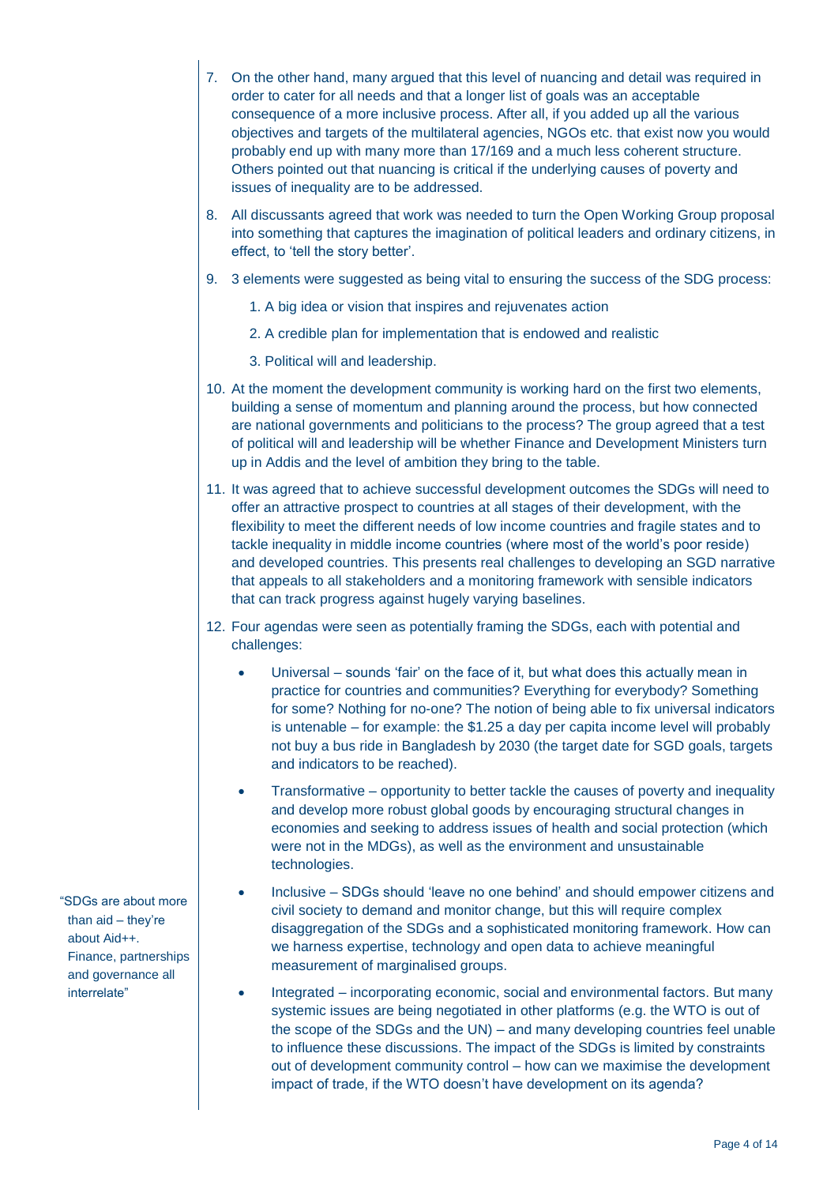7. On the other hand, many argued that this level of nuancing and detail was required in order to cater for all needs and that a longer list of goals was an acceptable consequence of a more inclusive process. After all, if you added up all the various objectives and targets of the multilateral agencies, NGOs etc. that exist now you would probably end up with many more than 17/169 and a much less coherent structure. Others pointed out that nuancing is critical if the underlying causes of poverty and issues of inequality are to be addressed.

8. All discussants agreed that work was needed to turn the Open Working Group proposal into something that captures the imagination of political leaders and ordinary citizens, in effect, to 'tell the story better'.

9. 3 elements were suggested as being vital to ensuring the success of the SDG process:

   1. A big idea or vision that inspires and rejuvenates action
   2. A credible plan for implementation that is endowed and realistic
   3. Political will and leadership.

10. At the moment the development community is working hard on the first two elements, building a sense of momentum and planning around the process, but how connected are national governments and politicians to the process? The group agreed that a test of political will and leadership will be whether Finance and Development Ministers turn up in Addis and the level of ambition they bring to the table.

11. It was agreed that to achieve successful development outcomes the SDGs will need to offer an attractive prospect to countries at all stages of their development, with the flexibility to meet the different needs of low income countries and fragile states and to tackle inequality in middle income countries (where most of the world's poor reside) and developed countries. This presents real challenges to developing an SGD narrative that appeals to all stakeholders and a monitoring framework with sensible indicators that can track progress against hugely varying baselines.

12. Four agendas were seen as potentially framing the SDGs, each with potential and challenges:

    - Universal – sounds 'fair' on the face of it, but what does this actually mean in practice for countries and communities? Everything for everybody? Something for some? Nothing for no-one? The notion of being able to fix universal indicators is untenable – for example: the $1.25 a day per capita income level will probably not buy a bus ride in Bangladesh by 2030 (the target date for SGD goals, targets and indicators to be reached).
    - Transformative – opportunity to better tackle the causes of poverty and inequality and develop more robust global goods by encouraging structural changes in economies and seeking to address issues of health and social protection (which were not in the MDGs), as well as the environment and unsustainable technologies.
    - Inclusive – SDGs should 'leave no one behind' and should empower citizens and civil society to demand and monitor change, but this will require complex disaggregation of the SDGs and a sophisticated monitoring framework. How can we harness expertise, technology and open data to achieve meaningful measurement of marginalised groups.
    - Integrated – incorporating economic, social and environmental factors. But many systemic issues are being negotiated in other platforms (e.g. the WTO is out of the scope of the SDGs and the UN) – and many developing countries feel unable to influence these discussions. The impact of the SDGs is limited by constraints out of development community control – how can we maximise the development impact of trade, if the WTO doesn't have development on its agenda?

"SDGs are about more than aid – they're about Aid++. Finance, partnerships and governance all interrelate"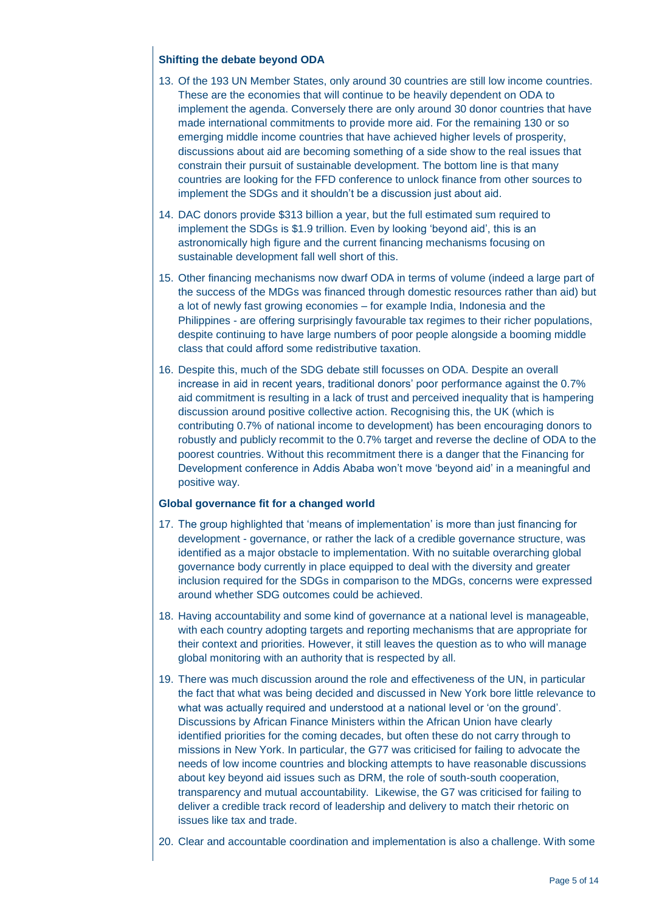### Shifting the debate beyond ODA

13. Of the 193 UN Member States, only around 30 countries are still low income countries. These are the economies that will continue to be heavily dependent on ODA to implement the agenda. Conversely there are only around 30 donor countries that have made international commitments to provide more aid. For the remaining 130 or so emerging middle income countries that have achieved higher levels of prosperity, discussions about aid are becoming something of a side show to the real issues that constrain their pursuit of sustainable development. The bottom line is that many countries are looking for the FFD conference to unlock finance from other sources to implement the SDGs and it shouldn't be a discussion just about aid.

14. DAC donors provide $313 billion a year, but the full estimated sum required to implement the SDGs is $1.9 trillion. Even by looking 'beyond aid', this is an astronomically high figure and the current financing mechanisms focusing on sustainable development fall well short of this.

15. Other financing mechanisms now dwarf ODA in terms of volume (indeed a large part of the success of the MDGs was financed through domestic resources rather than aid) but a lot of newly fast growing economies – for example India, Indonesia and the Philippines - are offering surprisingly favourable tax regimes to their richer populations, despite continuing to have large numbers of poor people alongside a booming middle class that could afford some redistributive taxation.

16. Despite this, much of the SDG debate still focusses on ODA. Despite an overall increase in aid in recent years, traditional donors' poor performance against the 0.7% aid commitment is resulting in a lack of trust and perceived inequality that is hampering discussion around positive collective action. Recognising this, the UK (which is contributing 0.7% of national income to development) has been encouraging donors to robustly and publicly recommit to the 0.7% target and reverse the decline of ODA to the poorest countries. Without this recommitment there is a danger that the Financing for Development conference in Addis Ababa won't move 'beyond aid' in a meaningful and positive way.

### Global governance fit for a changed world

17. The group highlighted that 'means of implementation' is more than just financing for development - governance, or rather the lack of a credible governance structure, was identified as a major obstacle to implementation. With no suitable overarching global governance body currently in place equipped to deal with the diversity and greater inclusion required for the SDGs in comparison to the MDGs, concerns were expressed around whether SDG outcomes could be achieved.

18. Having accountability and some kind of governance at a national level is manageable, with each country adopting targets and reporting mechanisms that are appropriate for their context and priorities. However, it still leaves the question as to who will manage global monitoring with an authority that is respected by all.

19. There was much discussion around the role and effectiveness of the UN, in particular the fact that what was being decided and discussed in New York bore little relevance to what was actually required and understood at a national level or 'on the ground'. Discussions by African Finance Ministers within the African Union have clearly identified priorities for the coming decades, but often these do not carry through to missions in New York. In particular, the G77 was criticised for failing to advocate the needs of low income countries and blocking attempts to have reasonable discussions about key beyond aid issues such as DRM, the role of south-south cooperation, transparency and mutual accountability. Likewise, the G7 was criticised for failing to deliver a credible track record of leadership and delivery to match their rhetoric on issues like tax and trade.

20. Clear and accountable coordination and implementation is also a challenge. With some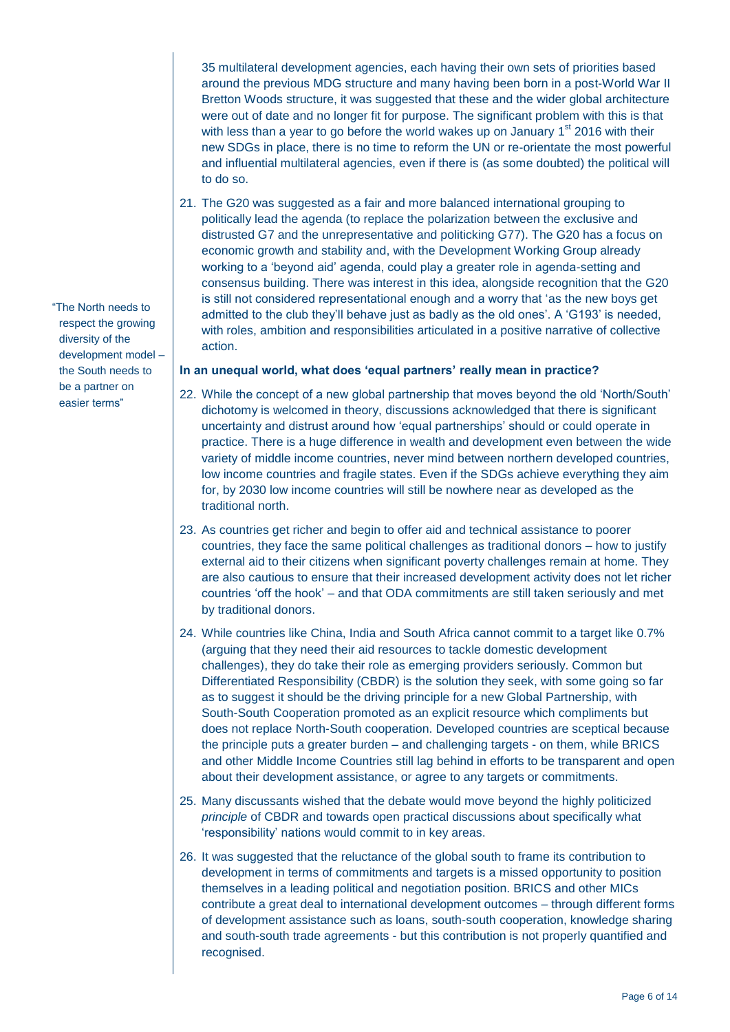35 multilateral development agencies, each having their own sets of priorities based around the previous MDG structure and many having been born in a post-World War II Bretton Woods structure, it was suggested that these and the wider global architecture were out of date and no longer fit for purpose. The significant problem with this is that with less than a year to go before the world wakes up on January 1st 2016 with their new SDGs in place, there is no time to reform the UN or re-orientate the most powerful and influential multilateral agencies, even if there is (as some doubted) the political will to do so.

21. The G20 was suggested as a fair and more balanced international grouping to politically lead the agenda (to replace the polarization between the exclusive and distrusted G7 and the unrepresentative and politicking G77). The G20 has a focus on economic growth and stability and, with the Development Working Group already working to a 'beyond aid' agenda, could play a greater role in agenda-setting and consensus building. There was interest in this idea, alongside recognition that the G20 is still not considered representational enough and a worry that 'as the new boys get admitted to the club they'll behave just as badly as the old ones'. A 'G193' is needed, with roles, ambition and responsibilities articulated in a positive narrative of collective action.

> "The North needs to respect the growing diversity of the development model – the South needs to be a partner on easier terms"

**In an unequal world, what does 'equal partners' really mean in practice?**

22. While the concept of a new global partnership that moves beyond the old 'North/South' dichotomy is welcomed in theory, discussions acknowledged that there is significant uncertainty and distrust around how 'equal partnerships' should or could operate in practice. There is a huge difference in wealth and development even between the wide variety of middle income countries, never mind between northern developed countries, low income countries and fragile states. Even if the SDGs achieve everything they aim for, by 2030 low income countries will still be nowhere near as developed as the traditional north.

23. As countries get richer and begin to offer aid and technical assistance to poorer countries, they face the same political challenges as traditional donors – how to justify external aid to their citizens when significant poverty challenges remain at home. They are also cautious to ensure that their increased development activity does not let richer countries 'off the hook' – and that ODA commitments are still taken seriously and met by traditional donors.

24. While countries like China, India and South Africa cannot commit to a target like 0.7% (arguing that they need their aid resources to tackle domestic development challenges), they do take their role as emerging providers seriously. Common but Differentiated Responsibility (CBDR) is the solution they seek, with some going so far as to suggest it should be the driving principle for a new Global Partnership, with South-South Cooperation promoted as an explicit resource which compliments but does not replace North-South cooperation. Developed countries are sceptical because the principle puts a greater burden – and challenging targets - on them, while BRICS and other Middle Income Countries still lag behind in efforts to be transparent and open about their development assistance, or agree to any targets or commitments.

25. Many discussants wished that the debate would move beyond the highly politicized *principle* of CBDR and towards open practical discussions about specifically what 'responsibility' nations would commit to in key areas.

26. It was suggested that the reluctance of the global south to frame its contribution to development in terms of commitments and targets is a missed opportunity to position themselves in a leading political and negotiation position. BRICS and other MICs contribute a great deal to international development outcomes – through different forms of development assistance such as loans, south-south cooperation, knowledge sharing and south-south trade agreements - but this contribution is not properly quantified and recognised.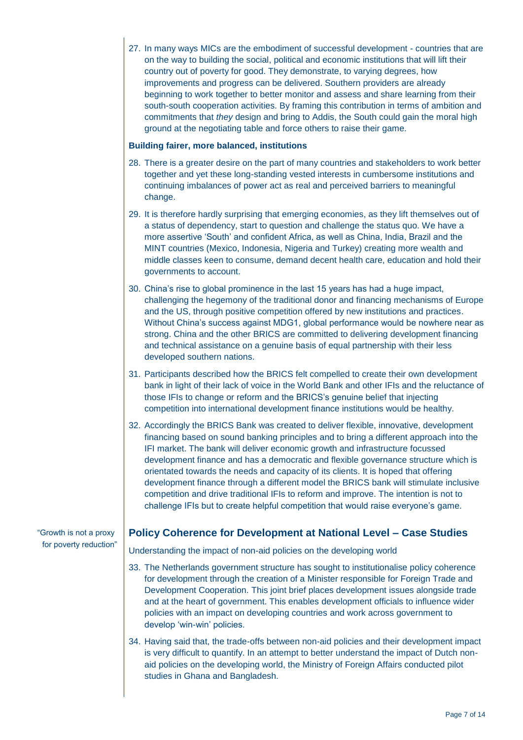27. In many ways MICs are the embodiment of successful development - countries that are on the way to building the social, political and economic institutions that will lift their country out of poverty for good. They demonstrate, to varying degrees, how improvements and progress can be delivered. Southern providers are already beginning to work together to better monitor and assess and share learning from their south-south cooperation activities. By framing this contribution in terms of ambition and commitments that *they* design and bring to Addis, the South could gain the moral high ground at the negotiating table and force others to raise their game.

**Building fairer, more balanced, institutions**

28. There is a greater desire on the part of many countries and stakeholders to work better together and yet these long-standing vested interests in cumbersome institutions and continuing imbalances of power act as real and perceived barriers to meaningful change.

29. It is therefore hardly surprising that emerging economies, as they lift themselves out of a status of dependency, start to question and challenge the status quo. We have a more assertive 'South' and confident Africa, as well as China, India, Brazil and the MINT countries (Mexico, Indonesia, Nigeria and Turkey) creating more wealth and middle classes keen to consume, demand decent health care, education and hold their governments to account.

30. China's rise to global prominence in the last 15 years has had a huge impact, challenging the hegemony of the traditional donor and financing mechanisms of Europe and the US, through positive competition offered by new institutions and practices. Without China's success against MDG1, global performance would be nowhere near as strong. China and the other BRICS are committed to delivering development financing and technical assistance on a genuine basis of equal partnership with their less developed southern nations.

31. Participants described how the BRICS felt compelled to create their own development bank in light of their lack of voice in the World Bank and other IFIs and the reluctance of those IFIs to change or reform and the BRICS's genuine belief that injecting competition into international development finance institutions would be healthy.

32. Accordingly the BRICS Bank was created to deliver flexible, innovative, development financing based on sound banking principles and to bring a different approach into the IFI market. The bank will deliver economic growth and infrastructure focussed development finance and has a democratic and flexible governance structure which is orientated towards the needs and capacity of its clients. It is hoped that offering development finance through a different model the BRICS bank will stimulate inclusive competition and drive traditional IFIs to reform and improve. The intention is not to challenge IFIs but to create helpful competition that would raise everyone's game.

"Growth is not a proxy for poverty reduction"

## Policy Coherence for Development at National Level – Case Studies

Understanding the impact of non-aid policies on the developing world

33. The Netherlands government structure has sought to institutionalise policy coherence for development through the creation of a Minister responsible for Foreign Trade and Development Cooperation. This joint brief places development issues alongside trade and at the heart of government. This enables development officials to influence wider policies with an impact on developing countries and work across government to develop 'win-win' policies.

34. Having said that, the trade-offs between non-aid policies and their development impact is very difficult to quantify. In an attempt to better understand the impact of Dutch non-aid policies on the developing world, the Ministry of Foreign Affairs conducted pilot studies in Ghana and Bangladesh.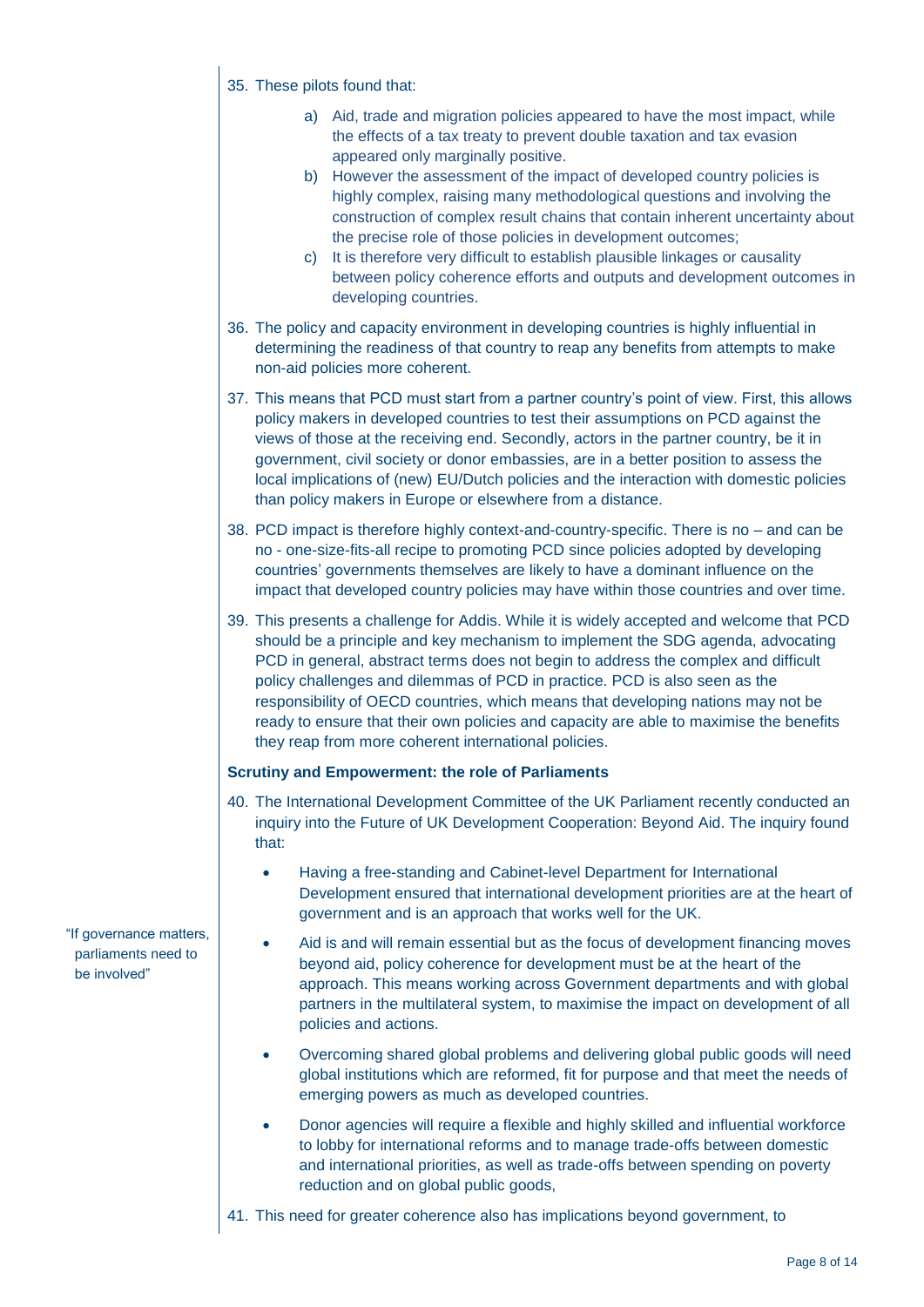35. These pilots found that:

    a) Aid, trade and migration policies appeared to have the most impact, while the effects of a tax treaty to prevent double taxation and tax evasion appeared only marginally positive.
    b) However the assessment of the impact of developed country policies is highly complex, raising many methodological questions and involving the construction of complex result chains that contain inherent uncertainty about the precise role of those policies in development outcomes;
    c) It is therefore very difficult to establish plausible linkages or causality between policy coherence efforts and outputs and development outcomes in developing countries.

36. The policy and capacity environment in developing countries is highly influential in determining the readiness of that country to reap any benefits from attempts to make non-aid policies more coherent.

37. This means that PCD must start from a partner country's point of view. First, this allows policy makers in developed countries to test their assumptions on PCD against the views of those at the receiving end. Secondly, actors in the partner country, be it in government, civil society or donor embassies, are in a better position to assess the local implications of (new) EU/Dutch policies and the interaction with domestic policies than policy makers in Europe or elsewhere from a distance.

38. PCD impact is therefore highly context-and-country-specific. There is no – and can be no - one-size-fits-all recipe to promoting PCD since policies adopted by developing countries' governments themselves are likely to have a dominant influence on the impact that developed country policies may have within those countries and over time.

39. This presents a challenge for Addis. While it is widely accepted and welcome that PCD should be a principle and key mechanism to implement the SDG agenda, advocating PCD in general, abstract terms does not begin to address the complex and difficult policy challenges and dilemmas of PCD in practice. PCD is also seen as the responsibility of OECD countries, which means that developing nations may not be ready to ensure that their own policies and capacity are able to maximise the benefits they reap from more coherent international policies.

**Scrutiny and Empowerment: the role of Parliaments**

"If governance matters, parliaments need to be involved"

40. The International Development Committee of the UK Parliament recently conducted an inquiry into the Future of UK Development Cooperation: Beyond Aid. The inquiry found that:

    - Having a free-standing and Cabinet-level Department for International Development ensured that international development priorities are at the heart of government and is an approach that works well for the UK.
    - Aid is and will remain essential but as the focus of development financing moves beyond aid, policy coherence for development must be at the heart of the approach. This means working across Government departments and with global partners in the multilateral system, to maximise the impact on development of all policies and actions.
    - Overcoming shared global problems and delivering global public goods will need global institutions which are reformed, fit for purpose and that meet the needs of emerging powers as much as developed countries.
    - Donor agencies will require a flexible and highly skilled and influential workforce to lobby for international reforms and to manage trade-offs between domestic and international priorities, as well as trade-offs between spending on poverty reduction and on global public goods,

41. This need for greater coherence also has implications beyond government, to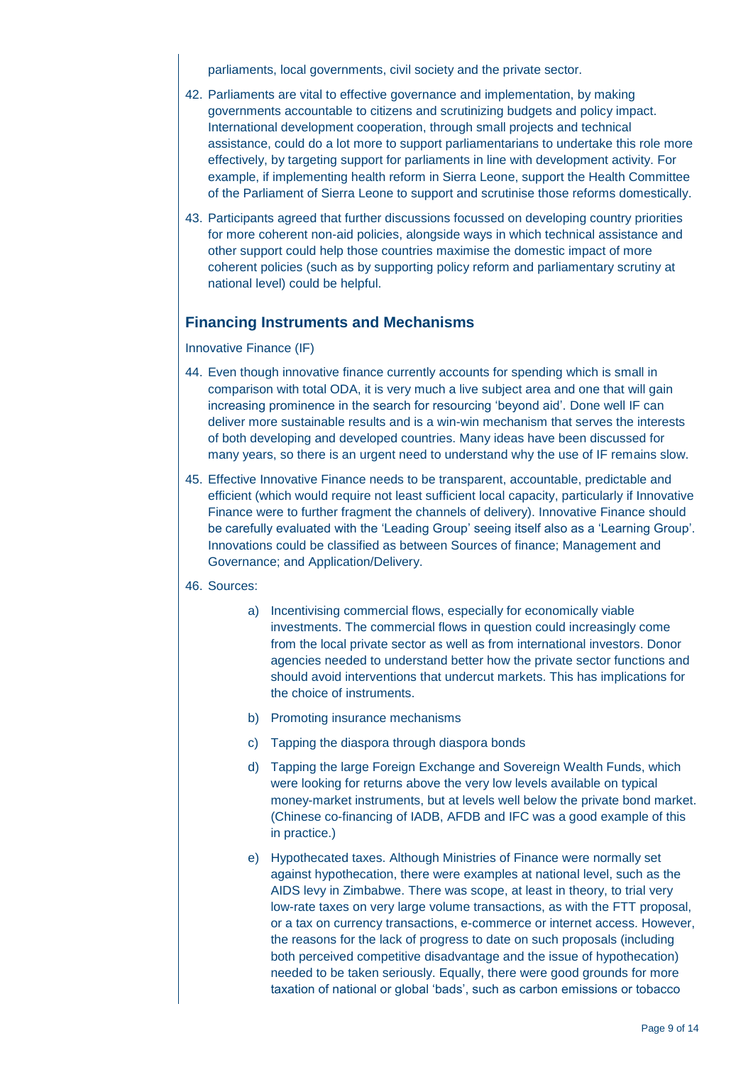parliaments, local governments, civil society and the private sector.

42. Parliaments are vital to effective governance and implementation, by making governments accountable to citizens and scrutinizing budgets and policy impact. International development cooperation, through small projects and technical assistance, could do a lot more to support parliamentarians to undertake this role more effectively, by targeting support for parliaments in line with development activity. For example, if implementing health reform in Sierra Leone, support the Health Committee of the Parliament of Sierra Leone to support and scrutinise those reforms domestically.

43. Participants agreed that further discussions focussed on developing country priorities for more coherent non-aid policies, alongside ways in which technical assistance and other support could help those countries maximise the domestic impact of more coherent policies (such as by supporting policy reform and parliamentary scrutiny at national level) could be helpful.

## Financing Instruments and Mechanisms

Innovative Finance (IF)

44. Even though innovative finance currently accounts for spending which is small in comparison with total ODA, it is very much a live subject area and one that will gain increasing prominence in the search for resourcing 'beyond aid'. Done well IF can deliver more sustainable results and is a win-win mechanism that serves the interests of both developing and developed countries. Many ideas have been discussed for many years, so there is an urgent need to understand why the use of IF remains slow.

45. Effective Innovative Finance needs to be transparent, accountable, predictable and efficient (which would require not least sufficient local capacity, particularly if Innovative Finance were to further fragment the channels of delivery). Innovative Finance should be carefully evaluated with the 'Leading Group' seeing itself also as a 'Learning Group'. Innovations could be classified as between Sources of finance; Management and Governance; and Application/Delivery.

46. Sources:

    a) Incentivising commercial flows, especially for economically viable investments. The commercial flows in question could increasingly come from the local private sector as well as from international investors. Donor agencies needed to understand better how the private sector functions and should avoid interventions that undercut markets. This has implications for the choice of instruments.

    b) Promoting insurance mechanisms

    c) Tapping the diaspora through diaspora bonds

    d) Tapping the large Foreign Exchange and Sovereign Wealth Funds, which were looking for returns above the very low levels available on typical money-market instruments, but at levels well below the private bond market. (Chinese co-financing of IADB, AFDB and IFC was a good example of this in practice.)

    e) Hypothecated taxes. Although Ministries of Finance were normally set against hypothecation, there were examples at national level, such as the AIDS levy in Zimbabwe. There was scope, at least in theory, to trial very low-rate taxes on very large volume transactions, as with the FTT proposal, or a tax on currency transactions, e-commerce or internet access. However, the reasons for the lack of progress to date on such proposals (including both perceived competitive disadvantage and the issue of hypothecation) needed to be taken seriously. Equally, there were good grounds for more taxation of national or global 'bads', such as carbon emissions or tobacco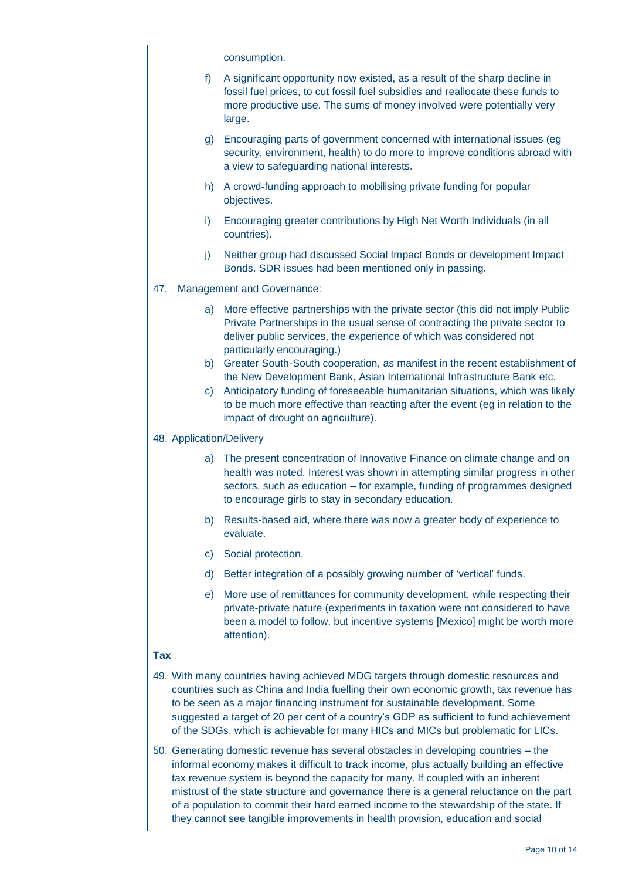consumption.

f) A significant opportunity now existed, as a result of the sharp decline in fossil fuel prices, to cut fossil fuel subsidies and reallocate these funds to more productive use. The sums of money involved were potentially very large.

g) Encouraging parts of government concerned with international issues (eg security, environment, health) to do more to improve conditions abroad with a view to safeguarding national interests.

h) A crowd-funding approach to mobilising private funding for popular objectives.

i) Encouraging greater contributions by High Net Worth Individuals (in all countries).

j) Neither group had discussed Social Impact Bonds or development Impact Bonds. SDR issues had been mentioned only in passing.

47. Management and Governance:

   a) More effective partnerships with the private sector (this did not imply Public Private Partnerships in the usual sense of contracting the private sector to deliver public services, the experience of which was considered not particularly encouraging.)
   b) Greater South-South cooperation, as manifest in the recent establishment of the New Development Bank, Asian International Infrastructure Bank etc.
   c) Anticipatory funding of foreseeable humanitarian situations, which was likely to be much more effective than reacting after the event (eg in relation to the impact of drought on agriculture).

48. Application/Delivery

   a) The present concentration of Innovative Finance on climate change and on health was noted. Interest was shown in attempting similar progress in other sectors, such as education – for example, funding of programmes designed to encourage girls to stay in secondary education.

   b) Results-based aid, where there was now a greater body of experience to evaluate.

   c) Social protection.

   d) Better integration of a possibly growing number of 'vertical' funds.

   e) More use of remittances for community development, while respecting their private-private nature (experiments in taxation were not considered to have been a model to follow, but incentive systems [Mexico] might be worth more attention).

**Tax**

49. With many countries having achieved MDG targets through domestic resources and countries such as China and India fuelling their own economic growth, tax revenue has to be seen as a major financing instrument for sustainable development. Some suggested a target of 20 per cent of a country's GDP as sufficient to fund achievement of the SDGs, which is achievable for many HICs and MICs but problematic for LICs.

50. Generating domestic revenue has several obstacles in developing countries – the informal economy makes it difficult to track income, plus actually building an effective tax revenue system is beyond the capacity for many. If coupled with an inherent mistrust of the state structure and governance there is a general reluctance on the part of a population to commit their hard earned income to the stewardship of the state. If they cannot see tangible improvements in health provision, education and social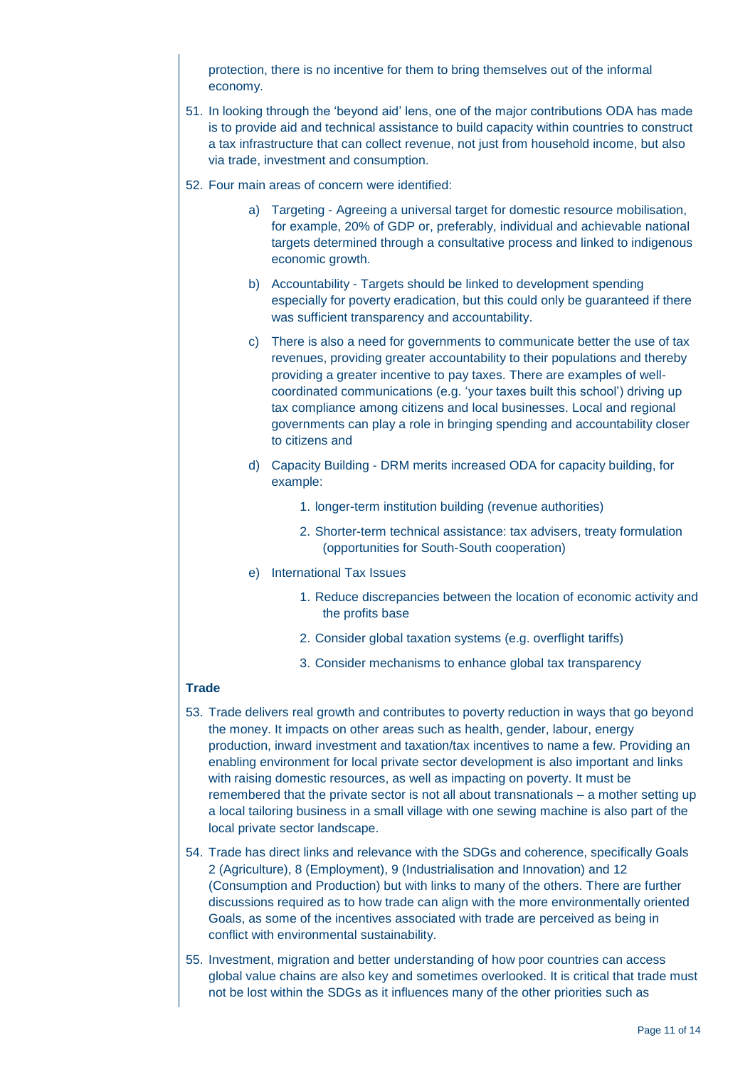protection, there is no incentive for them to bring themselves out of the informal economy.

51. In looking through the 'beyond aid' lens, one of the major contributions ODA has made is to provide aid and technical assistance to build capacity within countries to construct a tax infrastructure that can collect revenue, not just from household income, but also via trade, investment and consumption.

52. Four main areas of concern were identified:

    a) Targeting - Agreeing a universal target for domestic resource mobilisation, for example, 20% of GDP or, preferably, individual and achievable national targets determined through a consultative process and linked to indigenous economic growth.

    b) Accountability - Targets should be linked to development spending especially for poverty eradication, but this could only be guaranteed if there was sufficient transparency and accountability.

    c) There is also a need for governments to communicate better the use of tax revenues, providing greater accountability to their populations and thereby providing a greater incentive to pay taxes. There are examples of well-coordinated communications (e.g. 'your taxes built this school') driving up tax compliance among citizens and local businesses. Local and regional governments can play a role in bringing spending and accountability closer to citizens and

    d) Capacity Building - DRM merits increased ODA for capacity building, for example:

        1. longer-term institution building (revenue authorities)

        2. Shorter-term technical assistance: tax advisers, treaty formulation (opportunities for South-South cooperation)

    e) International Tax Issues

        1. Reduce discrepancies between the location of economic activity and the profits base

        2. Consider global taxation systems (e.g. overflight tariffs)

        3. Consider mechanisms to enhance global tax transparency

### Trade

53. Trade delivers real growth and contributes to poverty reduction in ways that go beyond the money. It impacts on other areas such as health, gender, labour, energy production, inward investment and taxation/tax incentives to name a few. Providing an enabling environment for local private sector development is also important and links with raising domestic resources, as well as impacting on poverty. It must be remembered that the private sector is not all about transnationals – a mother setting up a local tailoring business in a small village with one sewing machine is also part of the local private sector landscape.

54. Trade has direct links and relevance with the SDGs and coherence, specifically Goals 2 (Agriculture), 8 (Employment), 9 (Industrialisation and Innovation) and 12 (Consumption and Production) but with links to many of the others. There are further discussions required as to how trade can align with the more environmentally oriented Goals, as some of the incentives associated with trade are perceived as being in conflict with environmental sustainability.

55. Investment, migration and better understanding of how poor countries can access global value chains are also key and sometimes overlooked. It is critical that trade must not be lost within the SDGs as it influences many of the other priorities such as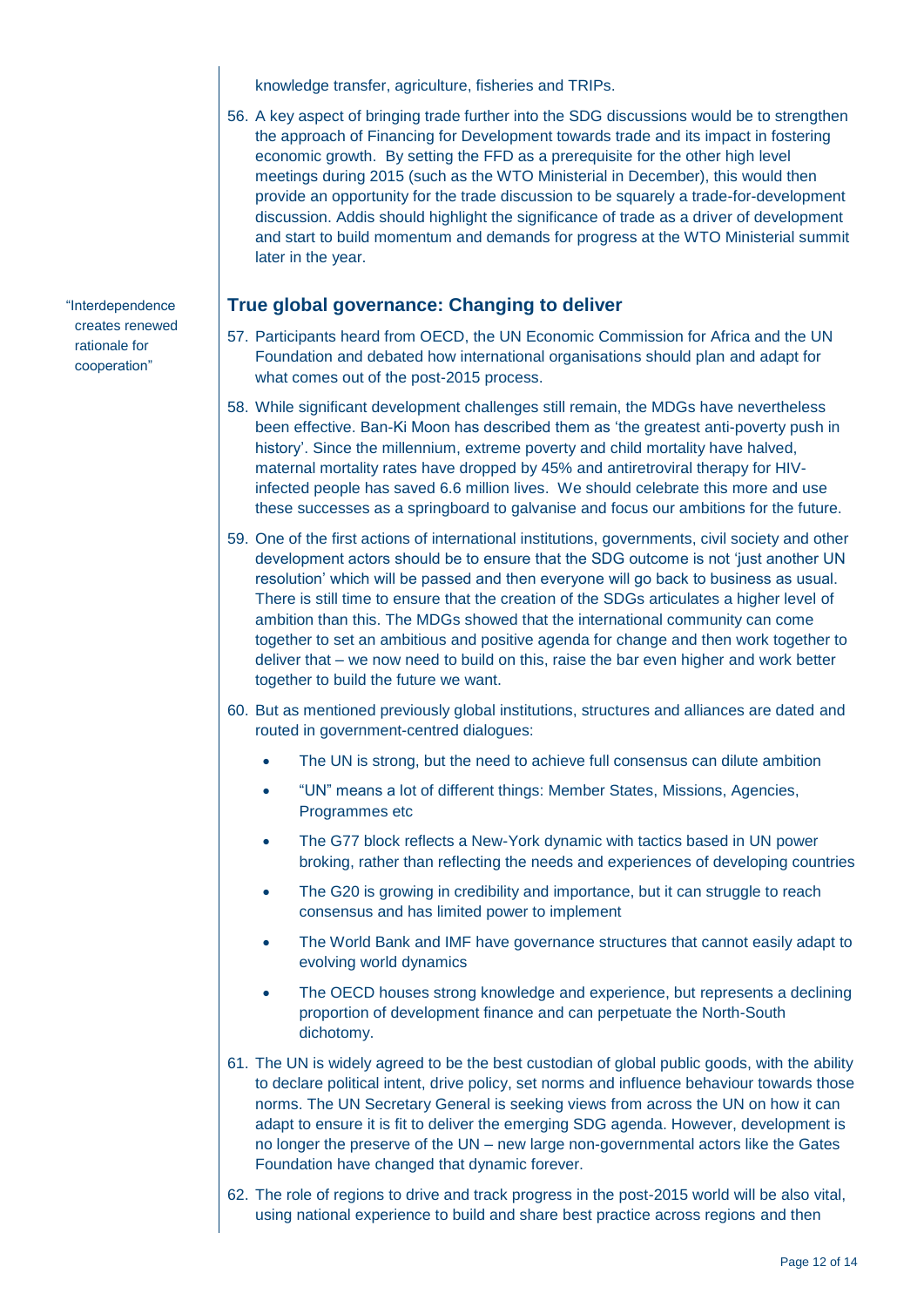knowledge transfer, agriculture, fisheries and TRIPs.

56. A key aspect of bringing trade further into the SDG discussions would be to strengthen the approach of Financing for Development towards trade and its impact in fostering economic growth. By setting the FFD as a prerequisite for the other high level meetings during 2015 (such as the WTO Ministerial in December), this would then provide an opportunity for the trade discussion to be squarely a trade-for-development discussion. Addis should highlight the significance of trade as a driver of development and start to build momentum and demands for progress at the WTO Ministerial summit later in the year.

## True global governance: Changing to deliver

"Interdependence creates renewed rationale for cooperation"

57. Participants heard from OECD, the UN Economic Commission for Africa and the UN Foundation and debated how international organisations should plan and adapt for what comes out of the post-2015 process.

58. While significant development challenges still remain, the MDGs have nevertheless been effective. Ban-Ki Moon has described them as 'the greatest anti-poverty push in history'. Since the millennium, extreme poverty and child mortality have halved, maternal mortality rates have dropped by 45% and antiretroviral therapy for HIV-infected people has saved 6.6 million lives. We should celebrate this more and use these successes as a springboard to galvanise and focus our ambitions for the future.

59. One of the first actions of international institutions, governments, civil society and other development actors should be to ensure that the SDG outcome is not 'just another UN resolution' which will be passed and then everyone will go back to business as usual. There is still time to ensure that the creation of the SDGs articulates a higher level of ambition than this. The MDGs showed that the international community can come together to set an ambitious and positive agenda for change and then work together to deliver that – we now need to build on this, raise the bar even higher and work better together to build the future we want.

60. But as mentioned previously global institutions, structures and alliances are dated and routed in government-centred dialogues:
    - The UN is strong, but the need to achieve full consensus can dilute ambition
    - "UN" means a lot of different things: Member States, Missions, Agencies, Programmes etc
    - The G77 block reflects a New-York dynamic with tactics based in UN power broking, rather than reflecting the needs and experiences of developing countries
    - The G20 is growing in credibility and importance, but it can struggle to reach consensus and has limited power to implement
    - The World Bank and IMF have governance structures that cannot easily adapt to evolving world dynamics
    - The OECD houses strong knowledge and experience, but represents a declining proportion of development finance and can perpetuate the North-South dichotomy.

61. The UN is widely agreed to be the best custodian of global public goods, with the ability to declare political intent, drive policy, set norms and influence behaviour towards those norms. The UN Secretary General is seeking views from across the UN on how it can adapt to ensure it is fit to deliver the emerging SDG agenda. However, development is no longer the preserve of the UN – new large non-governmental actors like the Gates Foundation have changed that dynamic forever.

62. The role of regions to drive and track progress in the post-2015 world will be also vital, using national experience to build and share best practice across regions and then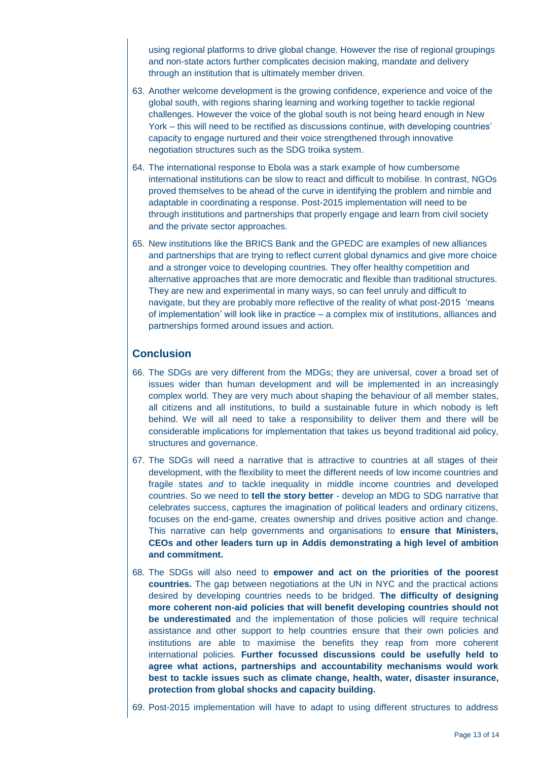using regional platforms to drive global change. However the rise of regional groupings and non-state actors further complicates decision making, mandate and delivery through an institution that is ultimately member driven.

63. Another welcome development is the growing confidence, experience and voice of the global south, with regions sharing learning and working together to tackle regional challenges. However the voice of the global south is not being heard enough in New York – this will need to be rectified as discussions continue, with developing countries' capacity to engage nurtured and their voice strengthened through innovative negotiation structures such as the SDG troika system.

64. The international response to Ebola was a stark example of how cumbersome international institutions can be slow to react and difficult to mobilise. In contrast, NGOs proved themselves to be ahead of the curve in identifying the problem and nimble and adaptable in coordinating a response. Post-2015 implementation will need to be through institutions and partnerships that properly engage and learn from civil society and the private sector approaches.

65. New institutions like the BRICS Bank and the GPEDC are examples of new alliances and partnerships that are trying to reflect current global dynamics and give more choice and a stronger voice to developing countries. They offer healthy competition and alternative approaches that are more democratic and flexible than traditional structures. They are new and experimental in many ways, so can feel unruly and difficult to navigate, but they are probably more reflective of the reality of what post-2015 'means of implementation' will look like in practice – a complex mix of institutions, alliances and partnerships formed around issues and action.

## Conclusion

66. The SDGs are very different from the MDGs; they are universal, cover a broad set of issues wider than human development and will be implemented in an increasingly complex world. They are very much about shaping the behaviour of all member states, all citizens and all institutions, to build a sustainable future in which nobody is left behind. We will all need to take a responsibility to deliver them and there will be considerable implications for implementation that takes us beyond traditional aid policy, structures and governance.

67. The SDGs will need a narrative that is attractive to countries at all stages of their development, with the flexibility to meet the different needs of low income countries and fragile states *and* to tackle inequality in middle income countries and developed countries. So we need to **tell the story better** - develop an MDG to SDG narrative that celebrates success, captures the imagination of political leaders and ordinary citizens, focuses on the end-game, creates ownership and drives positive action and change. This narrative can help governments and organisations to **ensure that Ministers, CEOs and other leaders turn up in Addis demonstrating a high level of ambition and commitment.**

68. The SDGs will also need to **empower and act on the priorities of the poorest countries.** The gap between negotiations at the UN in NYC and the practical actions desired by developing countries needs to be bridged. **The difficulty of designing more coherent non-aid policies that will benefit developing countries should not be underestimated** and the implementation of those policies will require technical assistance and other support to help countries ensure that their own policies and institutions are able to maximise the benefits they reap from more coherent international policies. **Further focussed discussions could be usefully held to agree what actions, partnerships and accountability mechanisms would work best to tackle issues such as climate change, health, water, disaster insurance, protection from global shocks and capacity building.**

69. Post-2015 implementation will have to adapt to using different structures to address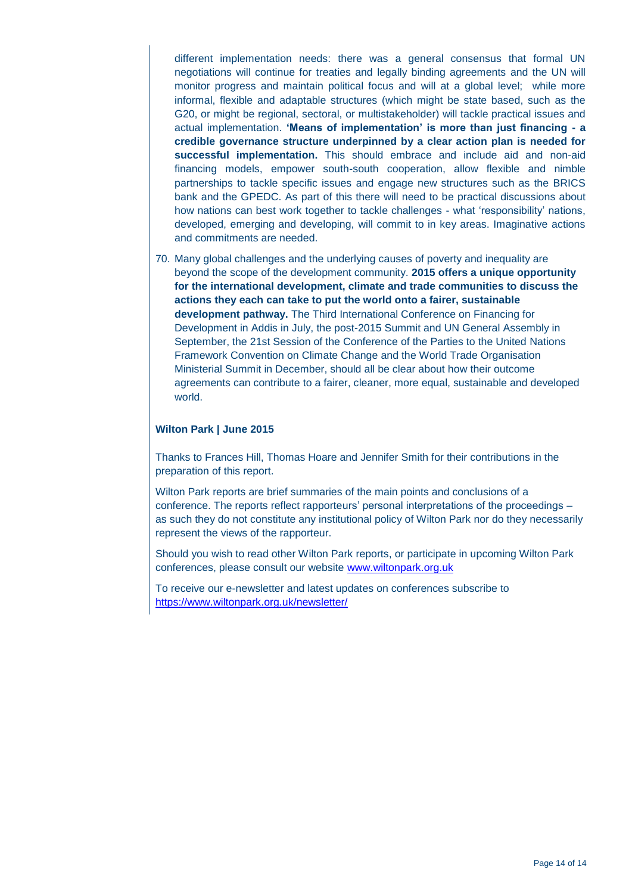different implementation needs: there was a general consensus that formal UN negotiations will continue for treaties and legally binding agreements and the UN will monitor progress and maintain political focus and will at a global level; while more informal, flexible and adaptable structures (which might be state based, such as the G20, or might be regional, sectoral, or multistakeholder) will tackle practical issues and actual implementation. **'Means of implementation' is more than just financing - a credible governance structure underpinned by a clear action plan is needed for successful implementation.** This should embrace and include aid and non-aid financing models, empower south-south cooperation, allow flexible and nimble partnerships to tackle specific issues and engage new structures such as the BRICS bank and the GPEDC. As part of this there will need to be practical discussions about how nations can best work together to tackle challenges - what 'responsibility' nations, developed, emerging and developing, will commit to in key areas. Imaginative actions and commitments are needed.

70. Many global challenges and the underlying causes of poverty and inequality are beyond the scope of the development community. **2015 offers a unique opportunity for the international development, climate and trade communities to discuss the actions they each can take to put the world onto a fairer, sustainable development pathway.** The Third International Conference on Financing for Development in Addis in July, the post-2015 Summit and UN General Assembly in September, the 21st Session of the Conference of the Parties to the United Nations Framework Convention on Climate Change and the World Trade Organisation Ministerial Summit in December, should all be clear about how their outcome agreements can contribute to a fairer, cleaner, more equal, sustainable and developed world.

**Wilton Park | June 2015**

Thanks to Frances Hill, Thomas Hoare and Jennifer Smith for their contributions in the preparation of this report.

Wilton Park reports are brief summaries of the main points and conclusions of a conference. The reports reflect rapporteurs' personal interpretations of the proceedings – as such they do not constitute any institutional policy of Wilton Park nor do they necessarily represent the views of the rapporteur.

Should you wish to read other Wilton Park reports, or participate in upcoming Wilton Park conferences, please consult our website www.wiltonpark.org.uk

To receive our e-newsletter and latest updates on conferences subscribe to https://www.wiltonpark.org.uk/newsletter/